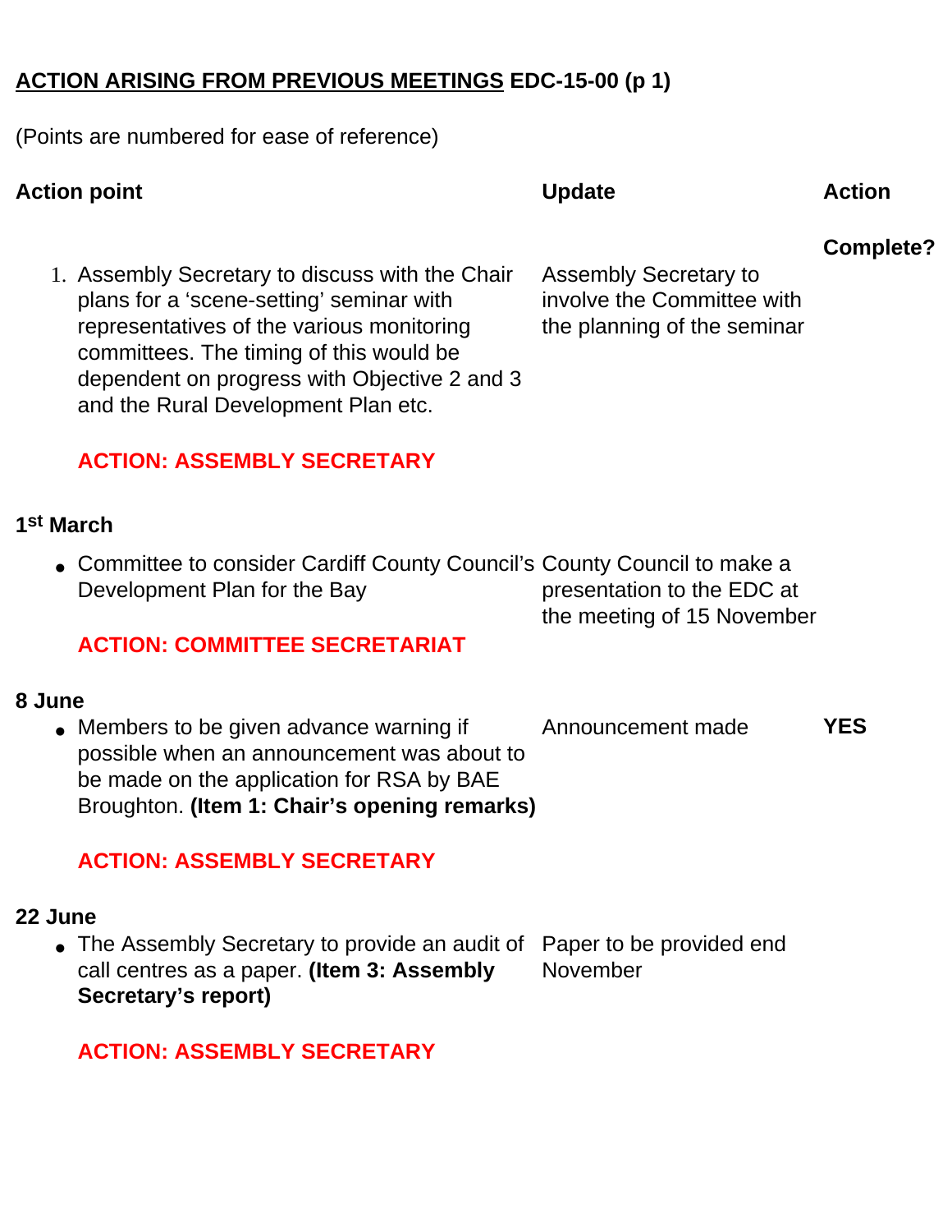**ACTION ARISING FROM PREVIOUS MEETINGS EDC-15-00 (p 1)**

(Points are numbered for ease of reference)

| Action point | Update | Action Complete? |
|---|---|---|
| 1. Assembly Secretary to discuss with the Chair plans for a 'scene-setting' seminar with representatives of the various monitoring committees. The timing of this would be dependent on progress with Objective 2 and 3 and the Rural Development Plan etc. **ACTION: ASSEMBLY SECRETARY** | Assembly Secretary to involve the Committee with the planning of the seminar | |
| **1st March** | | |
| • Committee to consider Cardiff County Council's Development Plan for the Bay **ACTION: COMMITTEE SECRETARIAT** | County Council to make a presentation to the EDC at the meeting of 15 November | |
| **8 June** | | |
| • Members to be given advance warning if possible when an announcement was about to be made on the application for RSA by BAE Broughton. **(Item 1: Chair's opening remarks)** **ACTION: ASSEMBLY SECRETARY** | Announcement made | **YES** |
| **22 June** | | |
| • The Assembly Secretary to provide an audit of call centres as a paper. **(Item 3: Assembly Secretary's report)** **ACTION: ASSEMBLY SECRETARY** | Paper to be provided end November | |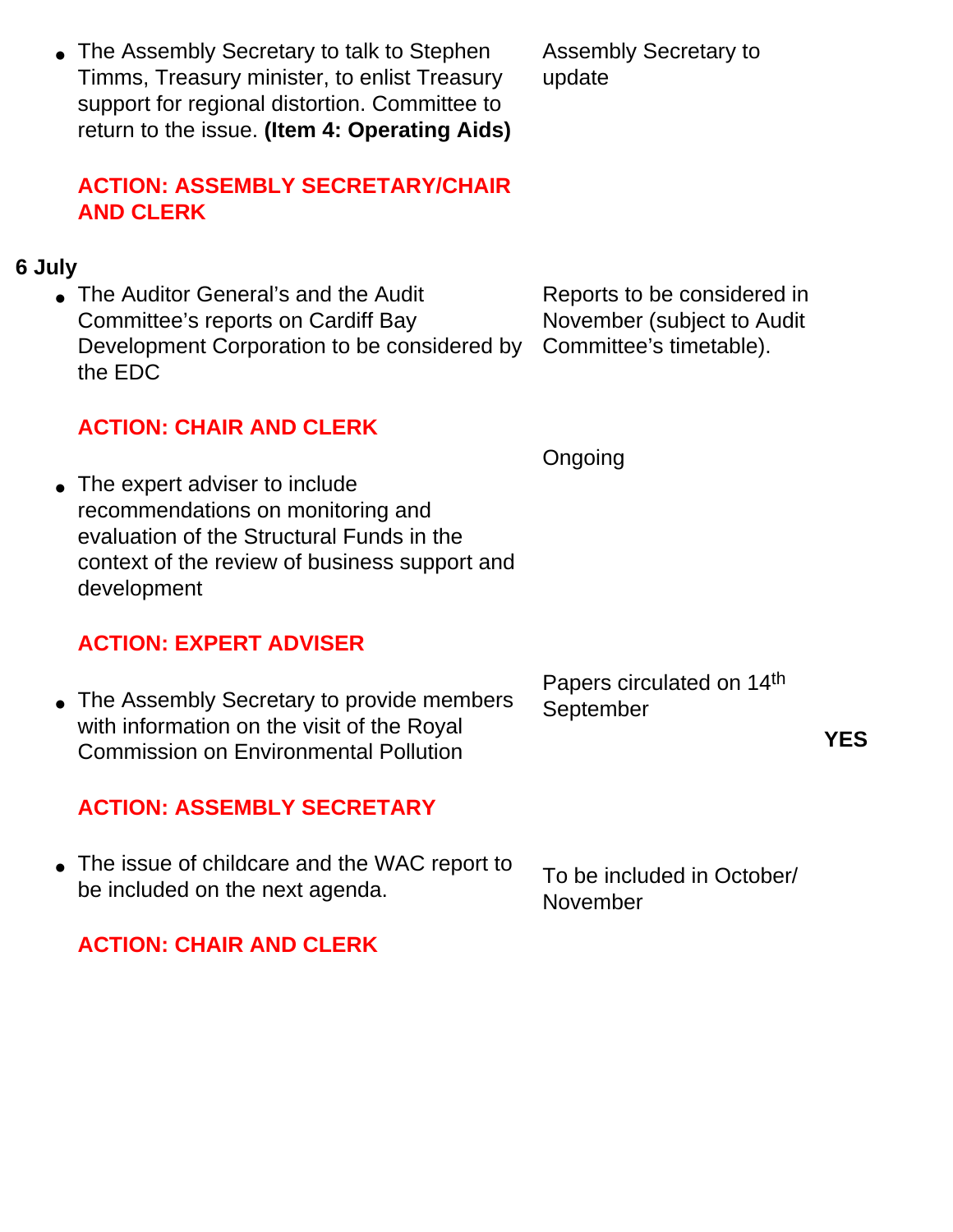| | | |
|---|---|---|
| • The Assembly Secretary to talk to Stephen Timms, Treasury minister, to enlist Treasury support for regional distortion. Committee to return to the issue. **(Item 4: Operating Aids)**<br><br>**ACTION: ASSEMBLY SECRETARY/CHAIR AND CLERK** | Assembly Secretary to update | |
| **6 July** | | |
| • The Auditor General's and the Audit Committee's reports on Cardiff Bay Development Corporation to be considered by the EDC<br><br>**ACTION: CHAIR AND CLERK** | Reports to be considered in November (subject to Audit Committee's timetable). | |
| • The expert adviser to include recommendations on monitoring and evaluation of the Structural Funds in the context of the review of business support and development<br><br>**ACTION: EXPERT ADVISER** | Ongoing | |
| • The Assembly Secretary to provide members with information on the visit of the Royal Commission on Environmental Pollution<br><br>**ACTION: ASSEMBLY SECRETARY** | Papers circulated on 14th September | **YES** |
| • The issue of childcare and the WAC report to be included on the next agenda.<br><br>**ACTION: CHAIR AND CLERK** | To be included in October/ November | |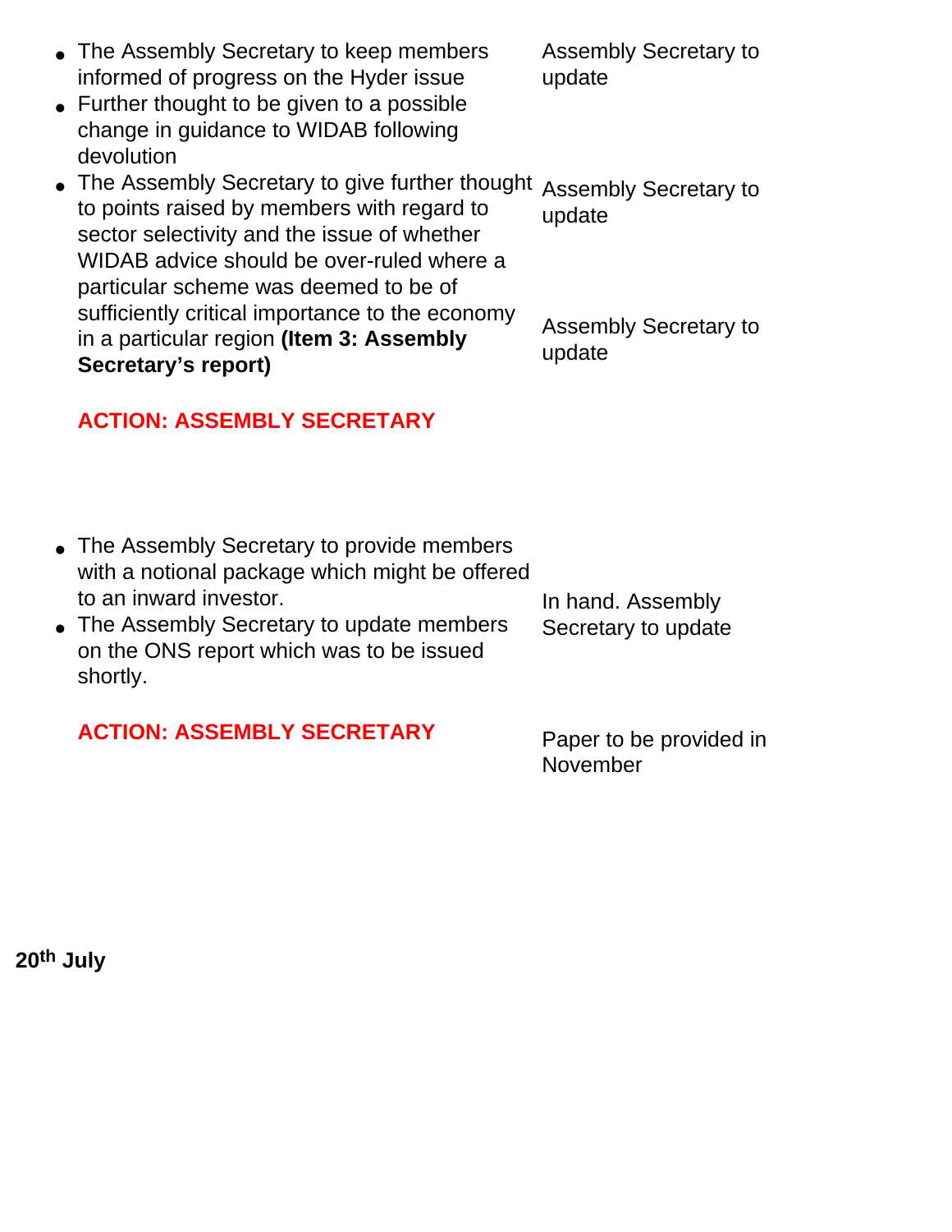| Action | Progress |
| --- | --- |
| • The Assembly Secretary to keep members informed of progress on the Hyder issue | Assembly Secretary to update |
| • Further thought to be given to a possible change in guidance to WIDAB following devolution | Assembly Secretary to update |
| • The Assembly Secretary to give further thought to points raised by members with regard to sector selectivity and the issue of whether WIDAB advice should be over-ruled where a particular scheme was deemed to be of sufficiently critical importance to the economy in a particular region **(Item 3: Assembly Secretary's report)**<br><br>**ACTION: ASSEMBLY SECRETARY** | Assembly Secretary to update |
| • The Assembly Secretary to provide members with a notional package which might be offered to an inward investor. | In hand. Assembly Secretary to update |
| • The Assembly Secretary to update members on the ONS report which was to be issued shortly.<br><br>**ACTION: ASSEMBLY SECRETARY** | Paper to be provided in November |

**20th July**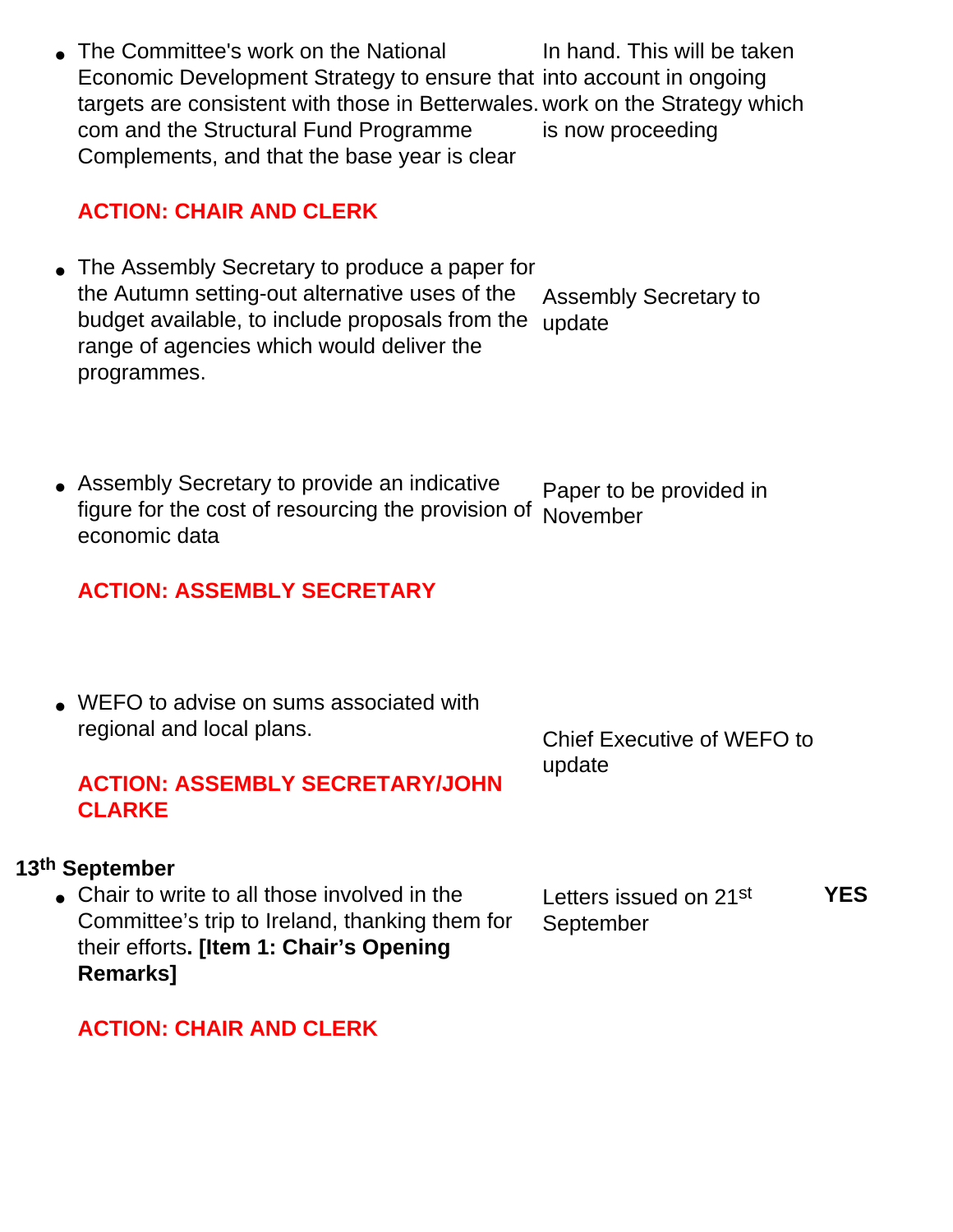| Action | Progress | Completed |
| --- | --- | --- |
| • The Committee's work on the National Economic Development Strategy to ensure that targets are consistent with those in Betterwales.com and the Structural Fund Programme Complements, and that the base year is clear<br><br>**ACTION: CHAIR AND CLERK** | In hand. This will be taken into account in ongoing work on the Strategy which is now proceeding | |
| • The Assembly Secretary to produce a paper for the Autumn setting-out alternative uses of the budget available, to include proposals from the range of agencies which would deliver the programmes. | Assembly Secretary to update | |
| • Assembly Secretary to provide an indicative figure for the cost of resourcing the provision of economic data<br><br>**ACTION: ASSEMBLY SECRETARY** | Paper to be provided in November | |
| • WEFO to advise on sums associated with regional and local plans.<br><br>**ACTION: ASSEMBLY SECRETARY/JOHN CLARKE** | Chief Executive of WEFO to update | |
| **13th September** | | |
| • Chair to write to all those involved in the Committee's trip to Ireland, thanking them for their efforts**. [Item 1: Chair's Opening Remarks]**<br><br>**ACTION: CHAIR AND CLERK** | Letters issued on 21st September | **YES** |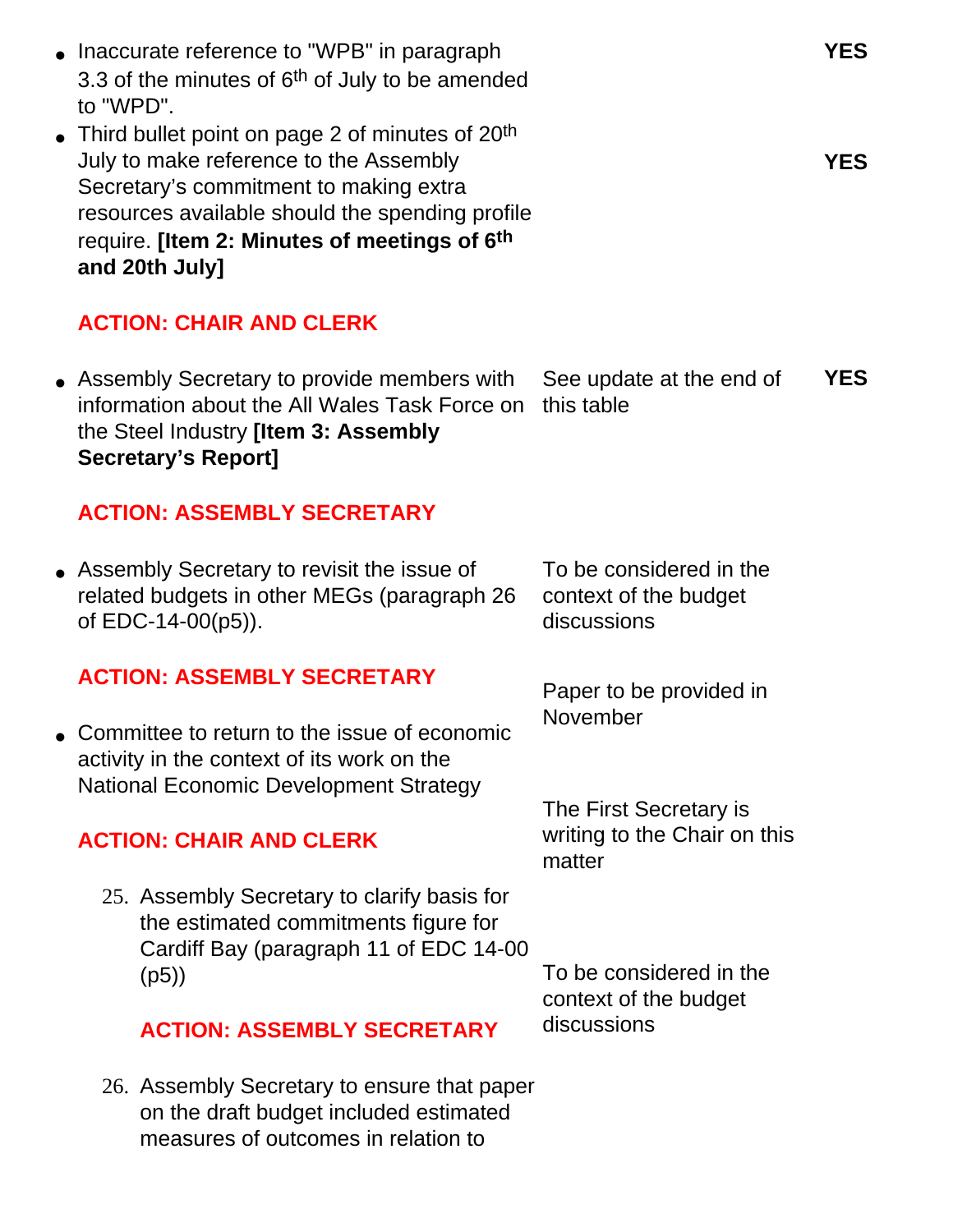| Action | Update | Completed |
|---|---|---|
| • Inaccurate reference to "WPB" in paragraph 3.3 of the minutes of 6th of July to be amended to "WPD". | | **YES** |
| • Third bullet point on page 2 of minutes of 20th July to make reference to the Assembly Secretary's commitment to making extra resources available should the spending profile require. **[Item 2: Minutes of meetings of 6th and 20th July]** **ACTION: CHAIR AND CLERK** | | **YES** |
| • Assembly Secretary to provide members with information about the All Wales Task Force on the Steel Industry **[Item 3: Assembly Secretary's Report]** **ACTION: ASSEMBLY SECRETARY** | See update at the end of this table | **YES** |
| • Assembly Secretary to revisit the issue of related budgets in other MEGs (paragraph 26 of EDC-14-00(p5)). **ACTION: ASSEMBLY SECRETARY** | To be considered in the context of the budget discussions | |
| • Committee to return to the issue of economic activity in the context of its work on the National Economic Development Strategy **ACTION: CHAIR AND CLERK** | Paper to be provided in November | |
| 25. Assembly Secretary to clarify basis for the estimated commitments figure for Cardiff Bay (paragraph 11 of EDC 14-00 (p5)) **ACTION: ASSEMBLY SECRETARY** | The First Secretary is writing to the Chair on this matter | |
| 26. Assembly Secretary to ensure that paper on the draft budget included estimated measures of outcomes in relation to | To be considered in the context of the budget discussions | |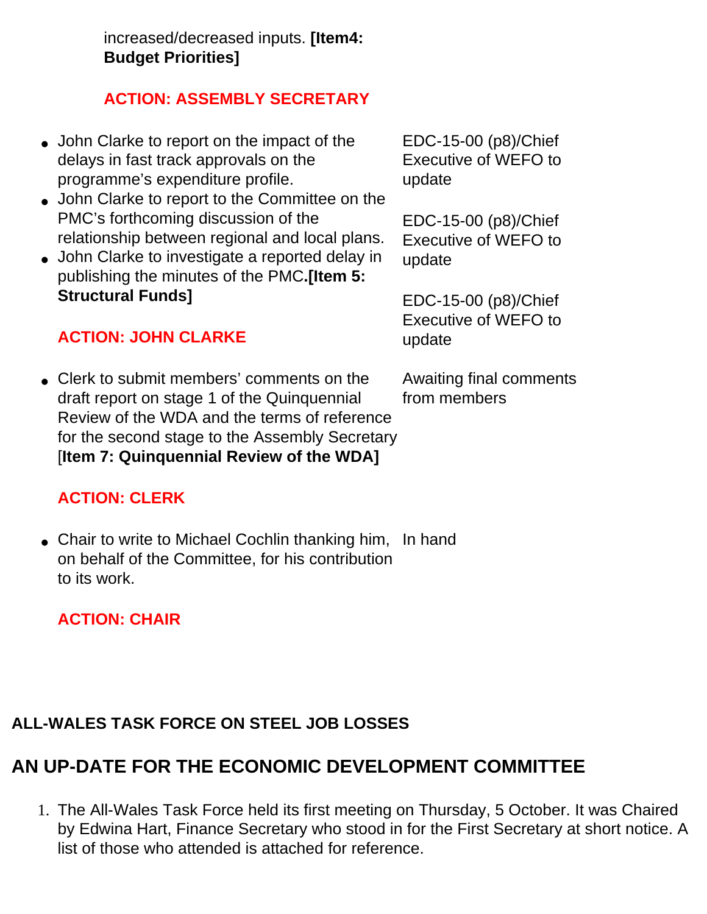increased/decreased inputs. **[Item4: Budget Priorities]**

**ACTION: ASSEMBLY SECRETARY**

| | |
|---|---|
| • John Clarke to report on the impact of the delays in fast track approvals on the programme's expenditure profile. | EDC-15-00 (p8)/Chief Executive of WEFO to update |
| • John Clarke to report to the Committee on the PMC's forthcoming discussion of the relationship between regional and local plans. | EDC-15-00 (p8)/Chief Executive of WEFO to update |
| • John Clarke to investigate a reported delay in publishing the minutes of the PMC.**[Item 5: Structural Funds]** **ACTION: JOHN CLARKE** | EDC-15-00 (p8)/Chief Executive of WEFO to update |
| • Clerk to submit members' comments on the draft report on stage 1 of the Quinquennial Review of the WDA and the terms of reference for the second stage to the Assembly Secretary [**Item 7: Quinquennial Review of the WDA]** **ACTION: CLERK** | Awaiting final comments from members |
| • Chair to write to Michael Cochlin thanking him, on behalf of the Committee, for his contribution to its work. **ACTION: CHAIR** | In hand |

**ALL-WALES TASK FORCE ON STEEL JOB LOSSES**

## AN UP-DATE FOR THE ECONOMIC DEVELOPMENT COMMITTEE

1. The All-Wales Task Force held its first meeting on Thursday, 5 October. It was Chaired by Edwina Hart, Finance Secretary who stood in for the First Secretary at short notice. A list of those who attended is attached for reference.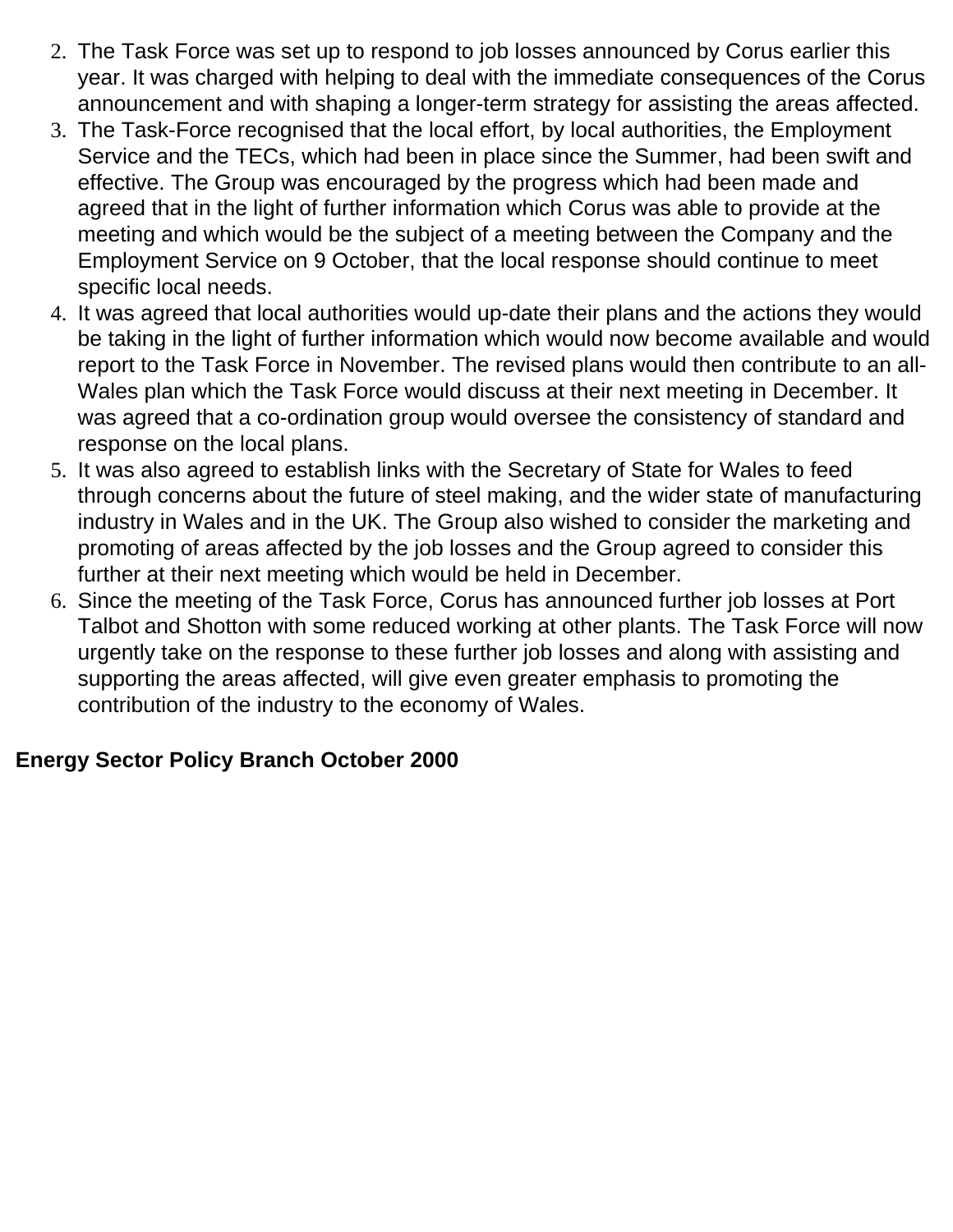2. The Task Force was set up to respond to job losses announced by Corus earlier this year. It was charged with helping to deal with the immediate consequences of the Corus announcement and with shaping a longer-term strategy for assisting the areas affected.
3. The Task-Force recognised that the local effort, by local authorities, the Employment Service and the TECs, which had been in place since the Summer, had been swift and effective. The Group was encouraged by the progress which had been made and agreed that in the light of further information which Corus was able to provide at the meeting and which would be the subject of a meeting between the Company and the Employment Service on 9 October, that the local response should continue to meet specific local needs.
4. It was agreed that local authorities would up-date their plans and the actions they would be taking in the light of further information which would now become available and would report to the Task Force in November. The revised plans would then contribute to an all-Wales plan which the Task Force would discuss at their next meeting in December. It was agreed that a co-ordination group would oversee the consistency of standard and response on the local plans.
5. It was also agreed to establish links with the Secretary of State for Wales to feed through concerns about the future of steel making, and the wider state of manufacturing industry in Wales and in the UK. The Group also wished to consider the marketing and promoting of areas affected by the job losses and the Group agreed to consider this further at their next meeting which would be held in December.
6. Since the meeting of the Task Force, Corus has announced further job losses at Port Talbot and Shotton with some reduced working at other plants. The Task Force will now urgently take on the response to these further job losses and along with assisting and supporting the areas affected, will give even greater emphasis to promoting the contribution of the industry to the economy of Wales.

**Energy Sector Policy Branch October 2000**